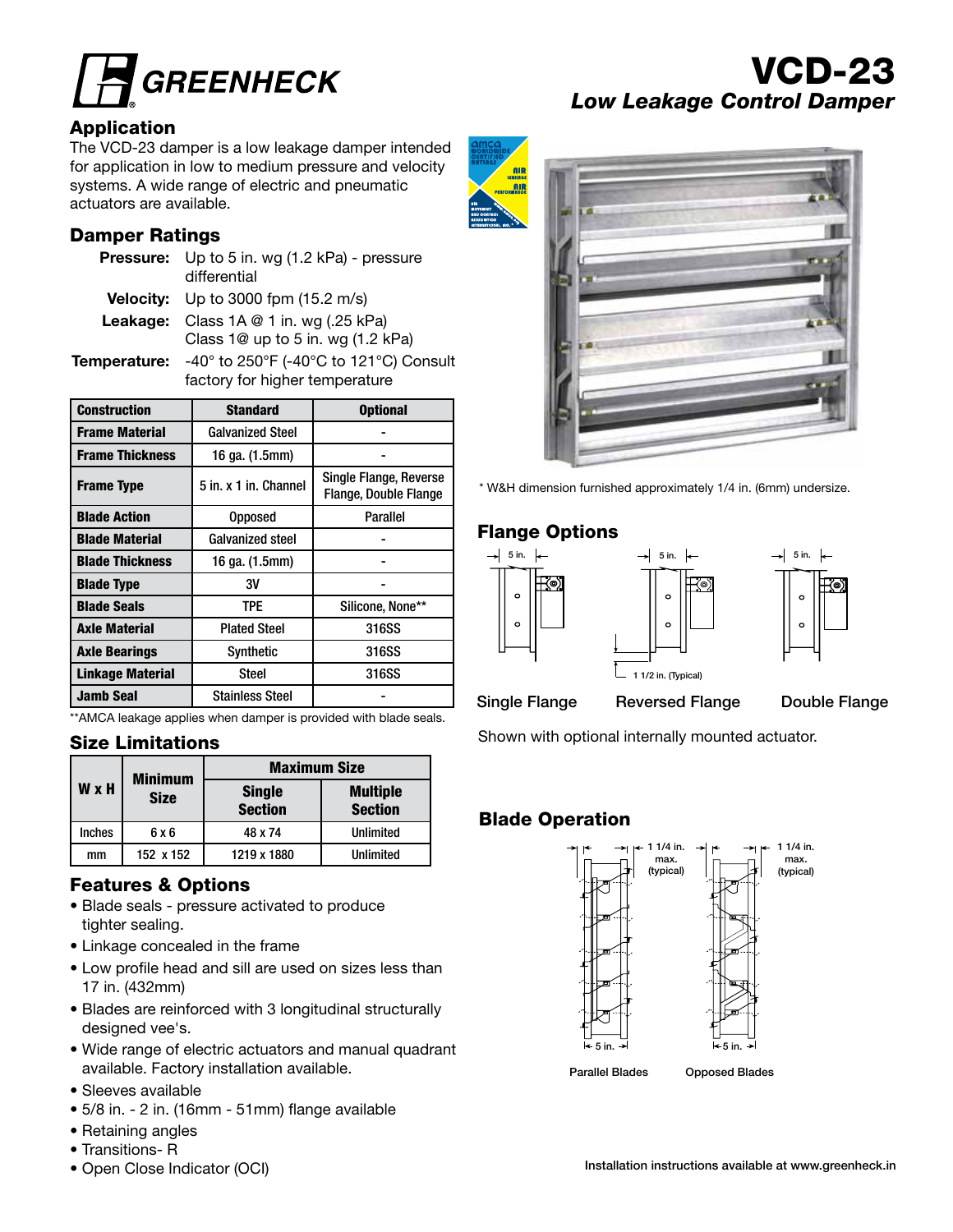# GREENHECK

# VCD-23

## *Low Leakage Control Damper*

## Application

The VCD-23 damper is a low leakage damper intended for application in low to medium pressure and velocity systems. A wide range of electric and pneumatic actuators are available.

## Damper Ratings

**Pressure:** Up to 5 in. wg (1.2 kPa) - pressure differential

**Velocity:** Up to 3000 fpm (15.2 m/s)

**Leakage:** Class 1A @ 1 in. wg (.25 kPa)
Class 1@ up to 5 in. wg (1.2 kPa)

**Temperature:** -40° to 250°F (-40°C to 121°C) Consult factory for higher temperature

| Construction | Standard | Optional |
|---|---|---|
| Frame Material | Galvanized Steel | - |
| Frame Thickness | 16 ga. (1.5mm) | - |
| Frame Type | 5 in. x 1 in. Channel | Single Flange, Reverse Flange, Double Flange |
| Blade Action | Opposed | Parallel |
| Blade Material | Galvanized steel | - |
| Blade Thickness | 16 ga. (1.5mm) | - |
| Blade Type | 3V | - |
| Blade Seals | TPE | Silicone, None** |
| Axle Material | Plated Steel | 316SS |
| Axle Bearings | Synthetic | 316SS |
| Linkage Material | Steel | 316SS |
| Jamb Seal | Stainless Steel | - |

**AMCA leakage applies when damper is provided with blade seals.

* W&H dimension furnished approximately 1/4 in. (6mm) undersize.

## Size Limitations

| W x H | Minimum Size | Maximum Size | |
|---|---|---|---|
| | | Single Section | Multiple Section |
| Inches | 6 x 6 | 48 x 74 | Unlimited |
| mm | 152 x 152 | 1219 x 1880 | Unlimited |

## Flange Options

5 in. 5 in. 5 in.

1 1/2 in. (Typical)

Single Flange Reversed Flange Double Flange

Shown with optional internally mounted actuator.

## Features & Options

- Blade seals - pressure activated to produce tighter sealing.
- Linkage concealed in the frame
- Low profile head and sill are used on sizes less than 17 in. (432mm)
- Blades are reinforced with 3 longitudinal structurally designed vee's.
- Wide range of electric actuators and manual quadrant available. Factory installation available.
- Sleeves available
- 5/8 in. - 2 in. (16mm - 51mm) flange available
- Retaining angles
- Transitions- R
- Open Close Indicator (OCI)

## Blade Operation

1 1/4 in. max. (typical) 1 1/4 in. max. (typical)

5 in. 5 in.

Parallel Blades Opposed Blades

Installation instructions available at www.greenheck.in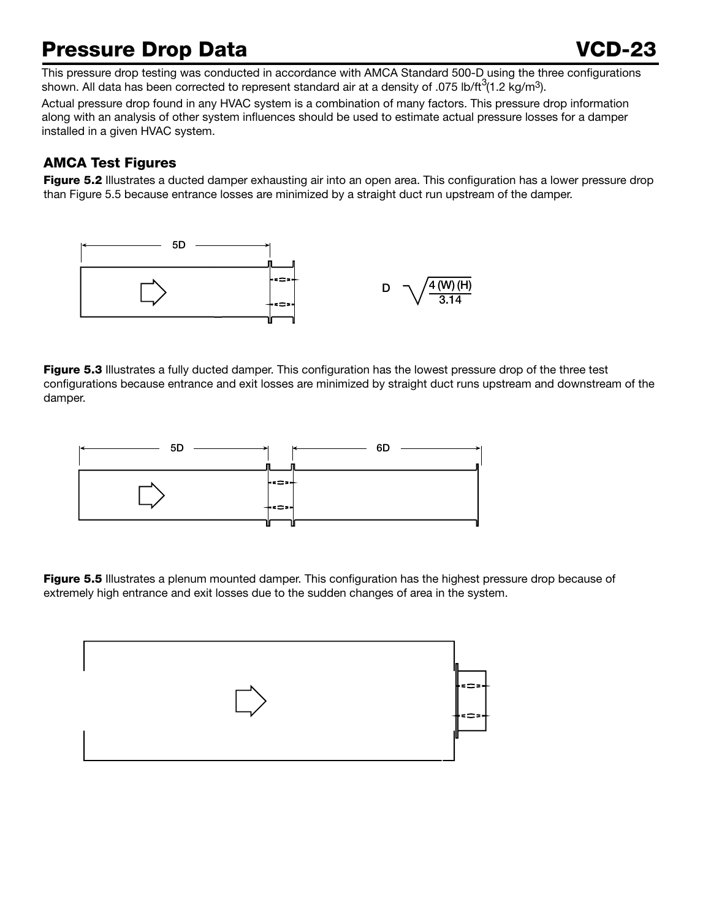# Pressure Drop Data

This pressure drop testing was conducted in accordance with AMCA Standard 500-D using the three configurations shown. All data has been corrected to represent standard air at a density of .075 lb/ft$^3$(1.2 kg/m$^3$).

Actual pressure drop found in any HVAC system is a combination of many factors. This pressure drop information along with an analysis of other system influences should be used to estimate actual pressure losses for a damper installed in a given HVAC system.

### AMCA Test Figures

**Figure 5.2** Illustrates a ducted damper exhausting air into an open area. This configuration has a lower pressure drop than Figure 5.5 because entrance losses are minimized by a straight duct run upstream of the damper.

5D

$$D = \sqrt{\frac{4 (W) (H)}{3.14}}$$

**Figure 5.3** Illustrates a fully ducted damper. This configuration has the lowest pressure drop of the three test configurations because entrance and exit losses are minimized by straight duct runs upstream and downstream of the damper.

5D 6D

**Figure 5.5** Illustrates a plenum mounted damper. This configuration has the highest pressure drop because of extremely high entrance and exit losses due to the sudden changes of area in the system.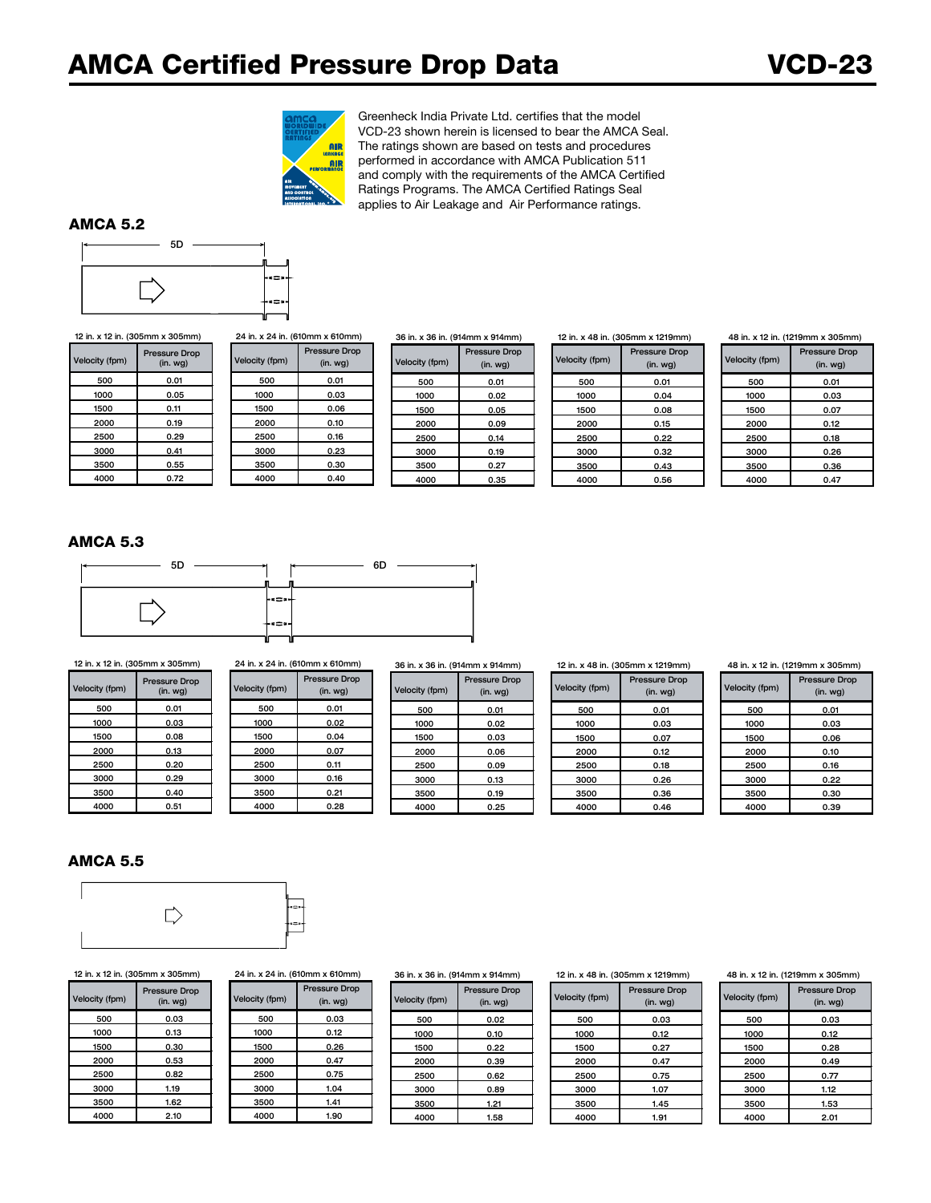# AMCA Certified Pressure Drop Data

## VCD-23

Greenheck India Private Ltd. certifies that the model VCD-23 shown herein is licensed to bear the AMCA Seal. The ratings shown are based on tests and procedures performed in accordance with AMCA Publication 511 and comply with the requirements of the AMCA Certified Ratings Programs. The AMCA Certified Ratings Seal applies to Air Leakage and Air Performance ratings.

### AMCA 5.2

5D

12 in. x 12 in. (305mm x 305mm)

| Velocity (fpm) | Pressure Drop (in. wg) |
|---|---|
| 500 | 0.01 |
| 1000 | 0.05 |
| 1500 | 0.11 |
| 2000 | 0.19 |
| 2500 | 0.29 |
| 3000 | 0.41 |
| 3500 | 0.55 |
| 4000 | 0.72 |

24 in. x 24 in. (610mm x 610mm)

| Velocity (fpm) | Pressure Drop (in. wg) |
|---|---|
| 500 | 0.01 |
| 1000 | 0.03 |
| 1500 | 0.06 |
| 2000 | 0.10 |
| 2500 | 0.16 |
| 3000 | 0.23 |
| 3500 | 0.30 |
| 4000 | 0.40 |

36 in. x 36 in. (914mm x 914mm)

| Velocity (fpm) | Pressure Drop (in. wg) |
|---|---|
| 500 | 0.01 |
| 1000 | 0.02 |
| 1500 | 0.05 |
| 2000 | 0.09 |
| 2500 | 0.14 |
| 3000 | 0.19 |
| 3500 | 0.27 |
| 4000 | 0.35 |

12 in. x 48 in. (305mm x 1219mm)

| Velocity (fpm) | Pressure Drop (in. wg) |
|---|---|
| 500 | 0.01 |
| 1000 | 0.04 |
| 1500 | 0.08 |
| 2000 | 0.15 |
| 2500 | 0.22 |
| 3000 | 0.32 |
| 3500 | 0.43 |
| 4000 | 0.56 |

48 in. x 12 in. (1219mm x 305mm)

| Velocity (fpm) | Pressure Drop (in. wg) |
|---|---|
| 500 | 0.01 |
| 1000 | 0.03 |
| 1500 | 0.07 |
| 2000 | 0.12 |
| 2500 | 0.18 |
| 3000 | 0.26 |
| 3500 | 0.36 |
| 4000 | 0.47 |

### AMCA 5.3

5D 6D

12 in. x 12 in. (305mm x 305mm)

| Velocity (fpm) | Pressure Drop (in. wg) |
|---|---|
| 500 | 0.01 |
| 1000 | 0.03 |
| 1500 | 0.08 |
| 2000 | 0.13 |
| 2500 | 0.20 |
| 3000 | 0.29 |
| 3500 | 0.40 |
| 4000 | 0.51 |

24 in. x 24 in. (610mm x 610mm)

| Velocity (fpm) | Pressure Drop (in. wg) |
|---|---|
| 500 | 0.01 |
| 1000 | 0.02 |
| 1500 | 0.04 |
| 2000 | 0.07 |
| 2500 | 0.11 |
| 3000 | 0.16 |
| 3500 | 0.21 |
| 4000 | 0.28 |

36 in. x 36 in. (914mm x 914mm)

| Velocity (fpm) | Pressure Drop (in. wg) |
|---|---|
| 500 | 0.01 |
| 1000 | 0.02 |
| 1500 | 0.03 |
| 2000 | 0.06 |
| 2500 | 0.09 |
| 3000 | 0.13 |
| 3500 | 0.19 |
| 4000 | 0.25 |

12 in. x 48 in. (305mm x 1219mm)

| Velocity (fpm) | Pressure Drop (in. wg) |
|---|---|
| 500 | 0.01 |
| 1000 | 0.03 |
| 1500 | 0.07 |
| 2000 | 0.12 |
| 2500 | 0.18 |
| 3000 | 0.26 |
| 3500 | 0.36 |
| 4000 | 0.46 |

48 in. x 12 in. (1219mm x 305mm)

| Velocity (fpm) | Pressure Drop (in. wg) |
|---|---|
| 500 | 0.01 |
| 1000 | 0.03 |
| 1500 | 0.06 |
| 2000 | 0.10 |
| 2500 | 0.16 |
| 3000 | 0.22 |
| 3500 | 0.30 |
| 4000 | 0.39 |

### AMCA 5.5

12 in. x 12 in. (305mm x 305mm)

| Velocity (fpm) | Pressure Drop (in. wg) |
|---|---|
| 500 | 0.03 |
| 1000 | 0.13 |
| 1500 | 0.30 |
| 2000 | 0.53 |
| 2500 | 0.82 |
| 3000 | 1.19 |
| 3500 | 1.62 |
| 4000 | 2.10 |

24 in. x 24 in. (610mm x 610mm)

| Velocity (fpm) | Pressure Drop (in. wg) |
|---|---|
| 500 | 0.03 |
| 1000 | 0.12 |
| 1500 | 0.26 |
| 2000 | 0.47 |
| 2500 | 0.75 |
| 3000 | 1.04 |
| 3500 | 1.41 |
| 4000 | 1.90 |

36 in. x 36 in. (914mm x 914mm)

| Velocity (fpm) | Pressure Drop (in. wg) |
|---|---|
| 500 | 0.02 |
| 1000 | 0.10 |
| 1500 | 0.22 |
| 2000 | 0.39 |
| 2500 | 0.62 |
| 3000 | 0.89 |
| 3500 | 1.21 |
| 4000 | 1.58 |

12 in. x 48 in. (305mm x 1219mm)

| Velocity (fpm) | Pressure Drop (in. wg) |
|---|---|
| 500 | 0.03 |
| 1000 | 0.12 |
| 1500 | 0.27 |
| 2000 | 0.47 |
| 2500 | 0.75 |
| 3000 | 1.07 |
| 3500 | 1.45 |
| 4000 | 1.91 |

48 in. x 12 in. (1219mm x 305mm)

| Velocity (fpm) | Pressure Drop (in. wg) |
|---|---|
| 500 | 0.03 |
| 1000 | 0.12 |
| 1500 | 0.28 |
| 2000 | 0.49 |
| 2500 | 0.77 |
| 3000 | 1.12 |
| 3500 | 1.53 |
| 4000 | 2.01 |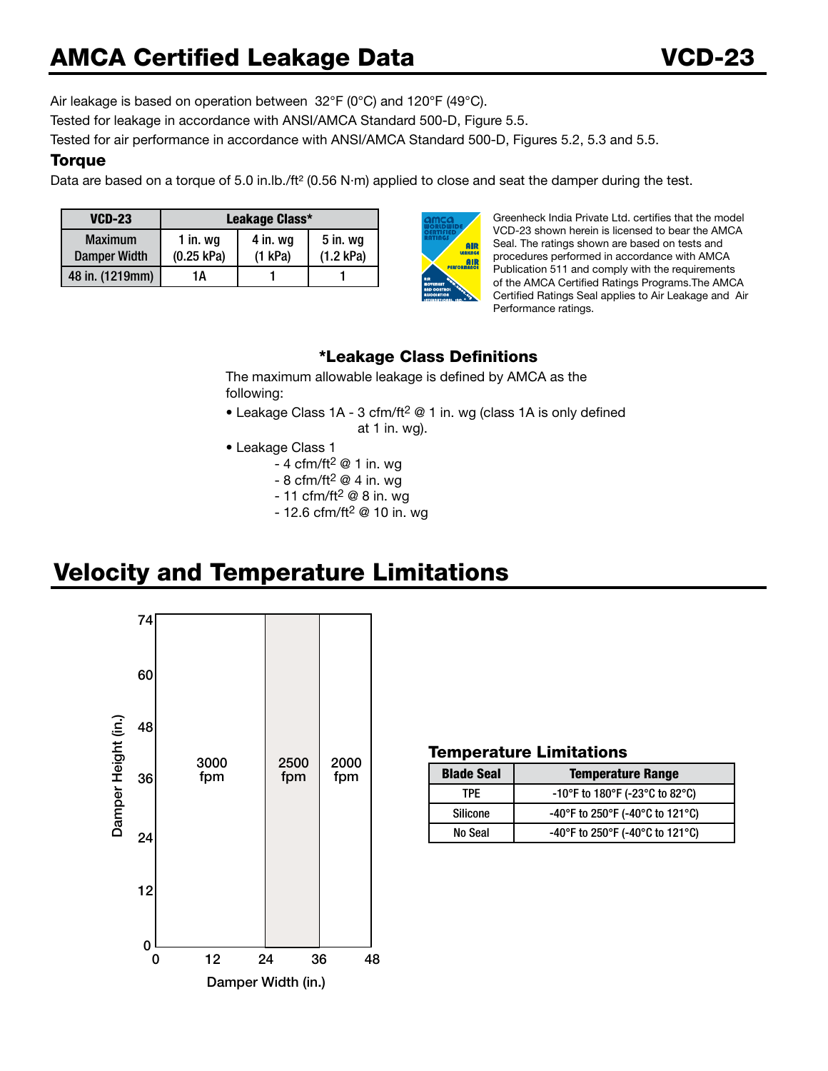# AMCA Certified Leakage Data

VCD-23

Air leakage is based on operation between 32°F (0°C) and 120°F (49°C).

Tested for leakage in accordance with ANSI/AMCA Standard 500-D, Figure 5.5.

Tested for air performance in accordance with ANSI/AMCA Standard 500-D, Figures 5.2, 5.3 and 5.5.

### Torque

Data are based on a torque of 5.0 in.lb./ft² (0.56 N·m) applied to close and seat the damper during the test.

| VCD-23 | Leakage Class* | | |
|---|---|---|---|
| Maximum Damper Width | 1 in. wg (0.25 kPa) | 4 in. wg (1 kPa) | 5 in. wg (1.2 kPa) |
| 48 in. (1219mm) | 1A | 1 | 1 |

Greenheck India Private Ltd. certifies that the model VCD-23 shown herein is licensed to bear the AMCA Seal. The ratings shown are based on tests and procedures performed in accordance with AMCA Publication 511 and comply with the requirements of the AMCA Certified Ratings Programs.The AMCA Certified Ratings Seal applies to Air Leakage and Air Performance ratings.

### *Leakage Class Definitions

The maximum allowable leakage is defined by AMCA as the following:

- Leakage Class 1A - 3 cfm/ft² @ 1 in. wg (class 1A is only defined at 1 in. wg).
- Leakage Class 1
  - 4 cfm/ft² @ 1 in. wg
  - 8 cfm/ft² @ 4 in. wg
  - 11 cfm/ft² @ 8 in. wg
  - 12.6 cfm/ft² @ 10 in. wg

# Velocity and Temperature Limitations

Damper Height (in.): 0, 12, 24, 36, 48, 60, 74

Damper Width (in.): 0, 12, 24, 36, 48

3000 fpm (0–24 in. width) | 2500 fpm (24–36 in. width) | 2000 fpm (36–48 in. width)

### Temperature Limitations

| Blade Seal | Temperature Range |
|---|---|
| TPE | -10°F to 180°F (-23°C to 82°C) |
| Silicone | -40°F to 250°F (-40°C to 121°C) |
| No Seal | -40°F to 250°F (-40°C to 121°C) |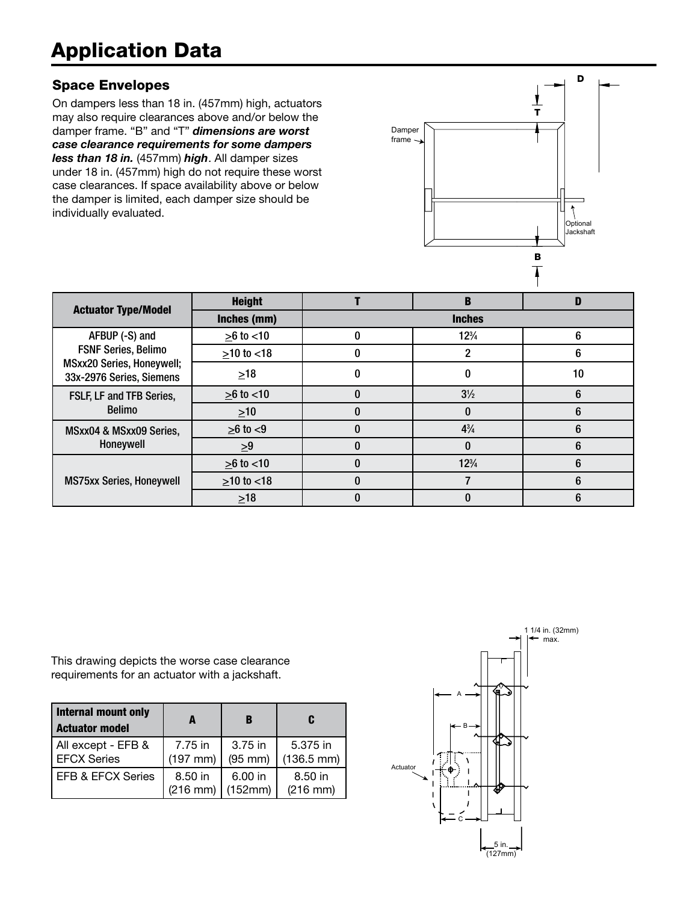# Application Data

## Space Envelopes

On dampers less than 18 in. (457mm) high, actuators may also require clearances above and/or below the damper frame. "B" and "T" ***dimensions are worst case clearance requirements for some dampers less than 18 in.*** (457mm) ***high***. All damper sizes under 18 in. (457mm) high do not require these worst case clearances. If space availability above or below the damper is limited, each damper size should be individually evaluated.

| Actuator Type/Model | Height | T | B | D |
|---|---|---|---|---|
| | Inches (mm) | Inches | | |
| AFBUP (-S) and FSNF Series, Belimo MSxx20 Series, Honeywell; 33x-2976 Series, Siemens | ≥6 to <10 | 0 | 12¾ | 6 |
| | ≥10 to <18 | 0 | 2 | 6 |
| | ≥18 | 0 | 0 | 10 |
| FSLF, LF and TFB Series, Belimo | ≥6 to <10 | 0 | 3½ | 6 |
| | ≥10 | 0 | 0 | 6 |
| MSxx04 & MSxx09 Series, Honeywell | ≥6 to <9 | 0 | 4¾ | 6 |
| | ≥9 | 0 | 0 | 6 |
| MS75xx Series, Honeywell | ≥6 to <10 | 0 | 12¾ | 6 |
| | ≥10 to <18 | 0 | 7 | 6 |
| | ≥18 | 0 | 0 | 6 |

This drawing depicts the worse case clearance requirements for an actuator with a jackshaft.

| Internal mount only Actuator model | A | B | C |
|---|---|---|---|
| All except - EFB & EFCX Series | 7.75 in (197 mm) | 3.75 in (95 mm) | 5.375 in (136.5 mm) |
| EFB & EFCX Series | 8.50 in (216 mm) | 6.00 in (152mm) | 8.50 in (216 mm) |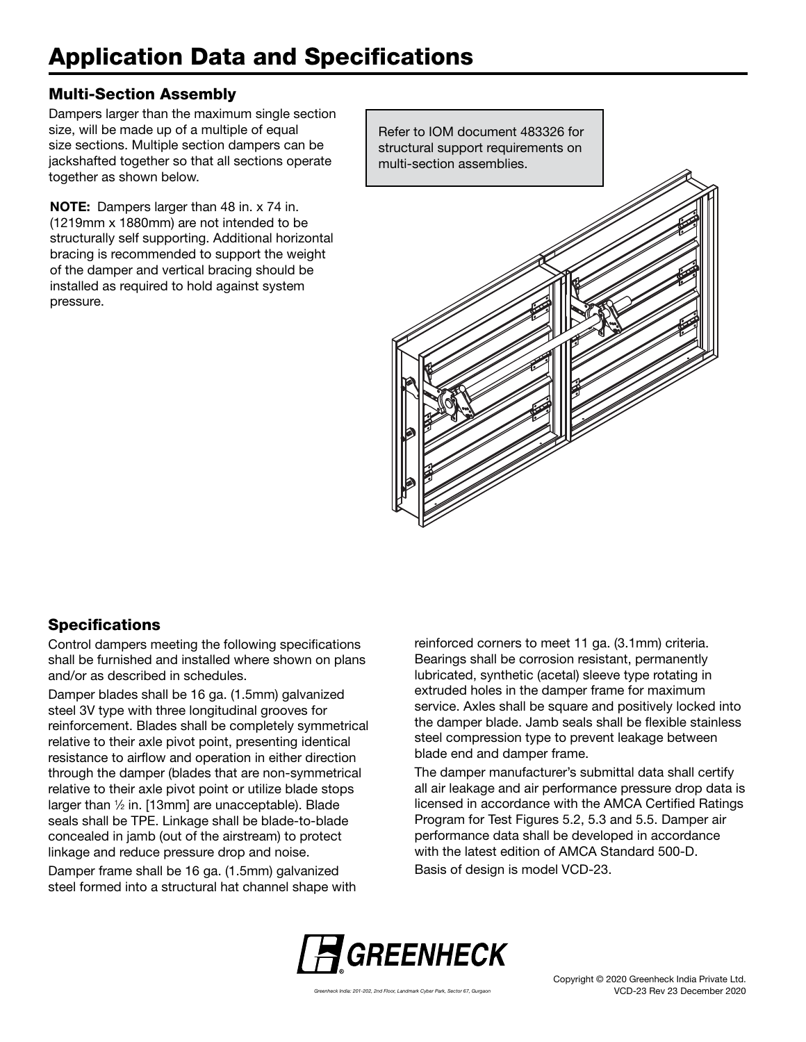# Application Data and Specifications

### Multi-Section Assembly

Dampers larger than the maximum single section size, will be made up of a multiple of equal size sections. Multiple section dampers can be jackshafted together so that all sections operate together as shown below.

**NOTE:** Dampers larger than 48 in. x 74 in. (1219mm x 1880mm) are not intended to be structurally self supporting. Additional horizontal bracing is recommended to support the weight of the damper and vertical bracing should be installed as required to hold against system pressure.

Refer to IOM document 483326 for structural support requirements on multi-section assemblies.

### Specifications

Control dampers meeting the following specifications shall be furnished and installed where shown on plans and/or as described in schedules.

Damper blades shall be 16 ga. (1.5mm) galvanized steel 3V type with three longitudinal grooves for reinforcement. Blades shall be completely symmetrical relative to their axle pivot point, presenting identical resistance to airflow and operation in either direction through the damper (blades that are non-symmetrical relative to their axle pivot point or utilize blade stops larger than ½ in. [13mm] are unacceptable). Blade seals shall be TPE. Linkage shall be blade-to-blade concealed in jamb (out of the airstream) to protect linkage and reduce pressure drop and noise.

Damper frame shall be 16 ga. (1.5mm) galvanized steel formed into a structural hat channel shape with reinforced corners to meet 11 ga. (3.1mm) criteria. Bearings shall be corrosion resistant, permanently lubricated, synthetic (acetal) sleeve type rotating in extruded holes in the damper frame for maximum service. Axles shall be square and positively locked into the damper blade. Jamb seals shall be flexible stainless steel compression type to prevent leakage between blade end and damper frame.

The damper manufacturer's submittal data shall certify all air leakage and air performance pressure drop data is licensed in accordance with the AMCA Certified Ratings Program for Test Figures 5.2, 5.3 and 5.5. Damper air performance data shall be developed in accordance with the latest edition of AMCA Standard 500-D.

Basis of design is model VCD-23.

GREENHECK

Greenheck India: 201-202, 2nd Floor, Landmark Cyber Park, Sector 67, Gurgaon

Copyright © 2020 Greenheck India Private Ltd.
VCD-23 Rev 23 December 2020